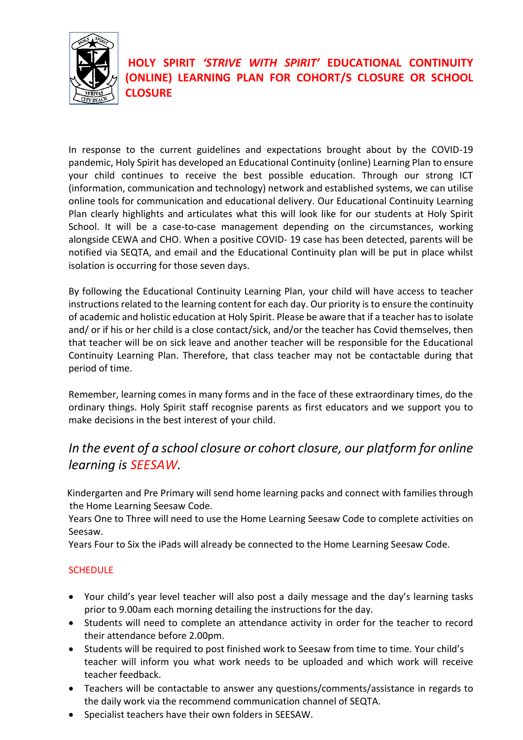# HOLY SPIRIT *'STRIVE WITH SPIRIT'* EDUCATIONAL CONTINUITY (ONLINE) LEARNING PLAN FOR COHORT/S CLOSURE OR SCHOOL CLOSURE

In response to the current guidelines and expectations brought about by the COVID-19 pandemic, Holy Spirit has developed an Educational Continuity (online) Learning Plan to ensure your child continues to receive the best possible education. Through our strong ICT (information, communication and technology) network and established systems, we can utilise online tools for communication and educational delivery. Our Educational Continuity Learning Plan clearly highlights and articulates what this will look like for our students at Holy Spirit School. It will be a case-to-case management depending on the circumstances, working alongside CEWA and CHO. When a positive COVID- 19 case has been detected, parents will be notified via SEQTA, and email and the Educational Continuity plan will be put in place whilst isolation is occurring for those seven days.

By following the Educational Continuity Learning Plan, your child will have access to teacher instructions related to the learning content for each day. Our priority is to ensure the continuity of academic and holistic education at Holy Spirit. Please be aware that if a teacher has to isolate and/ or if his or her child is a close contact/sick, and/or the teacher has Covid themselves, then that teacher will be on sick leave and another teacher will be responsible for the Educational Continuity Learning Plan. Therefore, that class teacher may not be contactable during that period of time.

Remember, learning comes in many forms and in the face of these extraordinary times, do the ordinary things. Holy Spirit staff recognise parents as first educators and we support you to make decisions in the best interest of your child.

## *In the event of a school closure or cohort closure, our platform for online learning is SEESAW.*

Kindergarten and Pre Primary will send home learning packs and connect with families through the Home Learning Seesaw Code.
Years One to Three will need to use the Home Learning Seesaw Code to complete activities on Seesaw.
Years Four to Six the iPads will already be connected to the Home Learning Seesaw Code.

### SCHEDULE

- Your child's year level teacher will also post a daily message and the day's learning tasks prior to 9.00am each morning detailing the instructions for the day.
- Students will need to complete an attendance activity in order for the teacher to record their attendance before 2.00pm.
- Students will be required to post finished work to Seesaw from time to time. Your child's teacher will inform you what work needs to be uploaded and which work will receive teacher feedback.
- Teachers will be contactable to answer any questions/comments/assistance in regards to the daily work via the recommend communication channel of SEQTA.
- Specialist teachers have their own folders in SEESAW.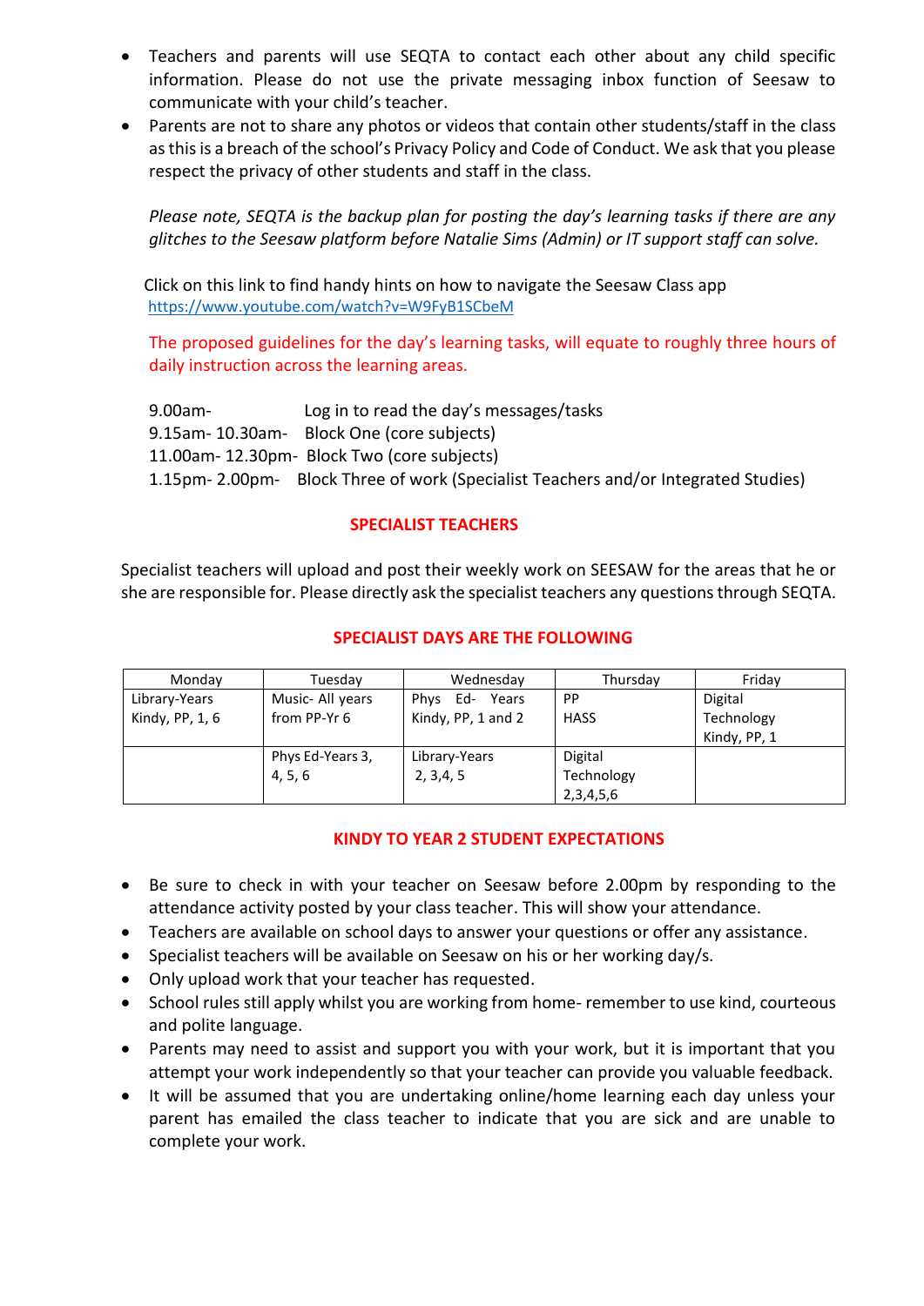- Teachers and parents will use SEQTA to contact each other about any child specific information. Please do not use the private messaging inbox function of Seesaw to communicate with your child's teacher.
- Parents are not to share any photos or videos that contain other students/staff in the class as this is a breach of the school's Privacy Policy and Code of Conduct. We ask that you please respect the privacy of other students and staff in the class.

*Please note, SEQTA is the backup plan for posting the day's learning tasks if there are any glitches to the Seesaw platform before Natalie Sims (Admin) or IT support staff can solve.*

Click on this link to find handy hints on how to navigate the Seesaw Class app https://www.youtube.com/watch?v=W9FyB1SCbeM

The proposed guidelines for the day's learning tasks, will equate to roughly three hours of daily instruction across the learning areas.

9.00am- Log in to read the day's messages/tasks
9.15am- 10.30am- Block One (core subjects)
11.00am- 12.30pm- Block Two (core subjects)
1.15pm- 2.00pm- Block Three of work (Specialist Teachers and/or Integrated Studies)

## SPECIALIST TEACHERS

Specialist teachers will upload and post their weekly work on SEESAW for the areas that he or she are responsible for. Please directly ask the specialist teachers any questions through SEQTA.

## SPECIALIST DAYS ARE THE FOLLOWING

| Monday | Tuesday | Wednesday | Thursday | Friday |
|---|---|---|---|---|
| Library-Years Kindy, PP, 1, 6 | Music- All years from PP-Yr 6 | Phys Ed- Years Kindy, PP, 1 and 2 | PP HASS | Digital Technology Kindy, PP, 1 |
| | Phys Ed-Years 3, 4, 5, 6 | Library-Years 2, 3,4, 5 | Digital Technology 2,3,4,5,6 | |

## KINDY TO YEAR 2 STUDENT EXPECTATIONS

- Be sure to check in with your teacher on Seesaw before 2.00pm by responding to the attendance activity posted by your class teacher. This will show your attendance.
- Teachers are available on school days to answer your questions or offer any assistance.
- Specialist teachers will be available on Seesaw on his or her working day/s.
- Only upload work that your teacher has requested.
- School rules still apply whilst you are working from home- remember to use kind, courteous and polite language.
- Parents may need to assist and support you with your work, but it is important that you attempt your work independently so that your teacher can provide you valuable feedback.
- It will be assumed that you are undertaking online/home learning each day unless your parent has emailed the class teacher to indicate that you are sick and are unable to complete your work.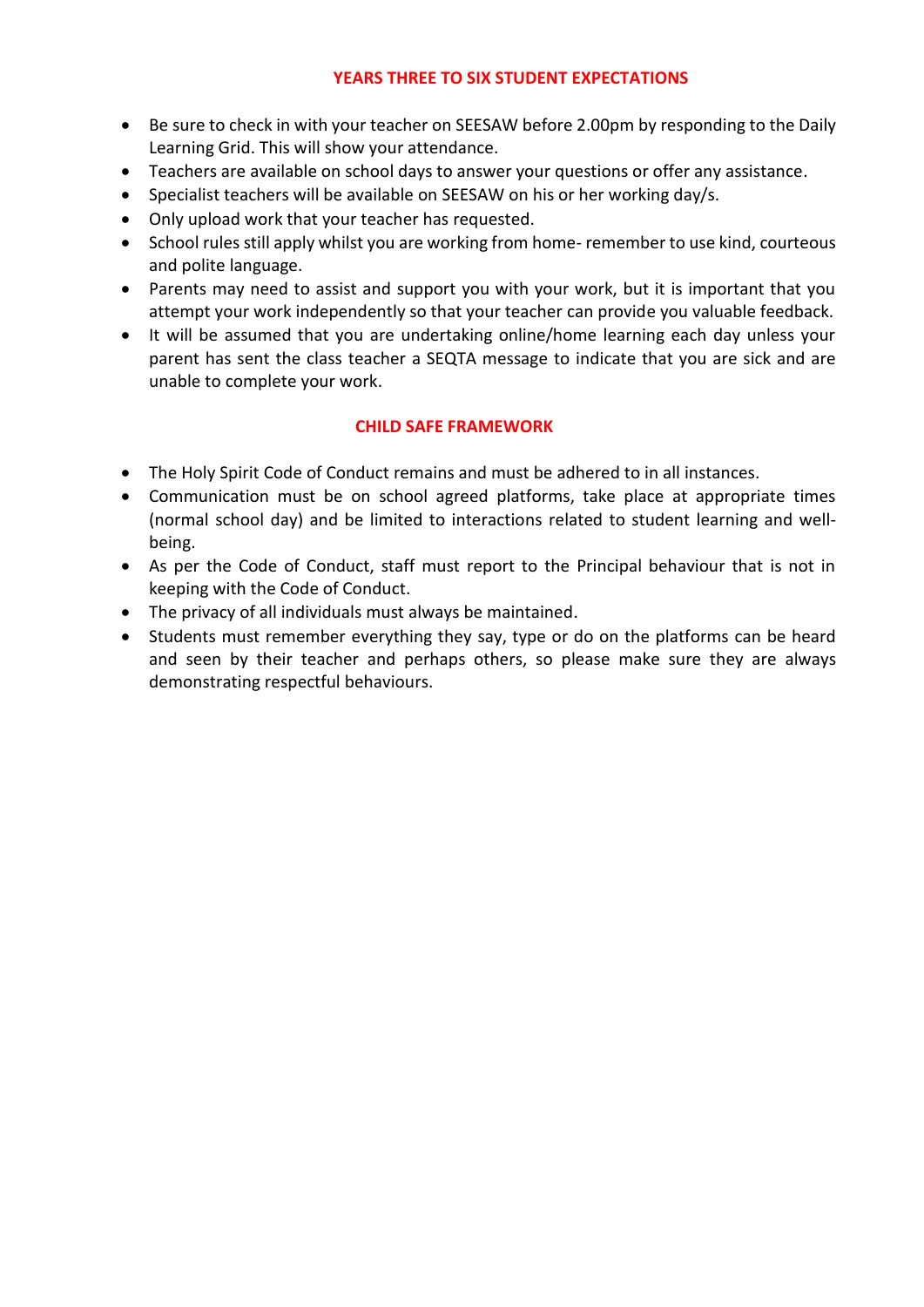## YEARS THREE TO SIX STUDENT EXPECTATIONS

- Be sure to check in with your teacher on SEESAW before 2.00pm by responding to the Daily Learning Grid. This will show your attendance.
- Teachers are available on school days to answer your questions or offer any assistance.
- Specialist teachers will be available on SEESAW on his or her working day/s.
- Only upload work that your teacher has requested.
- School rules still apply whilst you are working from home- remember to use kind, courteous and polite language.
- Parents may need to assist and support you with your work, but it is important that you attempt your work independently so that your teacher can provide you valuable feedback.
- It will be assumed that you are undertaking online/home learning each day unless your parent has sent the class teacher a SEQTA message to indicate that you are sick and are unable to complete your work.

## CHILD SAFE FRAMEWORK

- The Holy Spirit Code of Conduct remains and must be adhered to in all instances.
- Communication must be on school agreed platforms, take place at appropriate times (normal school day) and be limited to interactions related to student learning and well-being.
- As per the Code of Conduct, staff must report to the Principal behaviour that is not in keeping with the Code of Conduct.
- The privacy of all individuals must always be maintained.
- Students must remember everything they say, type or do on the platforms can be heard and seen by their teacher and perhaps others, so please make sure they are always demonstrating respectful behaviours.